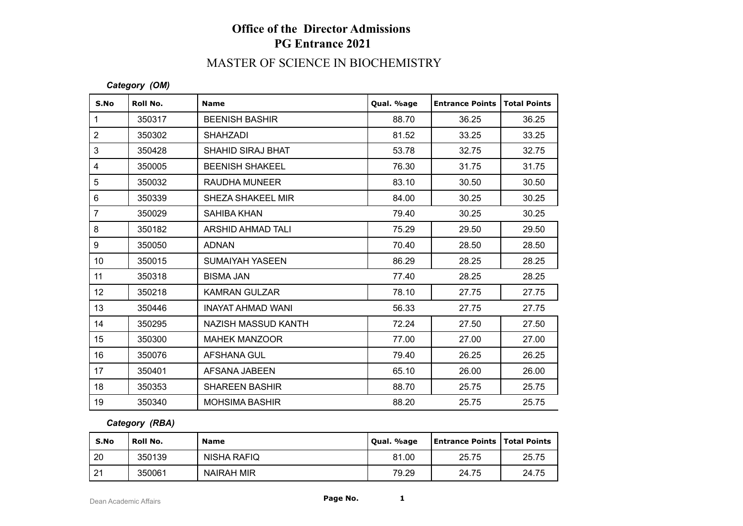# Office of the Director Admissions
## PG Entrance 2021

## MASTER OF SCIENCE IN BIOCHEMISTRY

*Category (OM)*

| S.No | Roll No. | Name | Qual. %age | Entrance Points | Total Points |
|---|---|---|---|---|---|
| 1 | 350317 | BEENISH BASHIR | 88.70 | 36.25 | 36.25 |
| 2 | 350302 | SHAHZADI | 81.52 | 33.25 | 33.25 |
| 3 | 350428 | SHAHID SIRAJ BHAT | 53.78 | 32.75 | 32.75 |
| 4 | 350005 | BEENISH SHAKEEL | 76.30 | 31.75 | 31.75 |
| 5 | 350032 | RAUDHA MUNEER | 83.10 | 30.50 | 30.50 |
| 6 | 350339 | SHEZA SHAKEEL MIR | 84.00 | 30.25 | 30.25 |
| 7 | 350029 | SAHIBA KHAN | 79.40 | 30.25 | 30.25 |
| 8 | 350182 | ARSHID AHMAD TALI | 75.29 | 29.50 | 29.50 |
| 9 | 350050 | ADNAN | 70.40 | 28.50 | 28.50 |
| 10 | 350015 | SUMAIYAH YASEEN | 86.29 | 28.25 | 28.25 |
| 11 | 350318 | BISMA JAN | 77.40 | 28.25 | 28.25 |
| 12 | 350218 | KAMRAN GULZAR | 78.10 | 27.75 | 27.75 |
| 13 | 350446 | INAYAT AHMAD WANI | 56.33 | 27.75 | 27.75 |
| 14 | 350295 | NAZISH MASSUD KANTH | 72.24 | 27.50 | 27.50 |
| 15 | 350300 | MAHEK MANZOOR | 77.00 | 27.00 | 27.00 |
| 16 | 350076 | AFSHANA GUL | 79.40 | 26.25 | 26.25 |
| 17 | 350401 | AFSANA JABEEN | 65.10 | 26.00 | 26.00 |
| 18 | 350353 | SHAREEN BASHIR | 88.70 | 25.75 | 25.75 |
| 19 | 350340 | MOHSIMA BASHIR | 88.20 | 25.75 | 25.75 |

*Category (RBA)*

| S.No | Roll No. | Name | Qual. %age | Entrance Points | Total Points |
|---|---|---|---|---|---|
| 20 | 350139 | NISHA RAFIQ | 81.00 | 25.75 | 25.75 |
| 21 | 350061 | NAIRAH MIR | 79.29 | 24.75 | 24.75 |

Dean Academic Affairs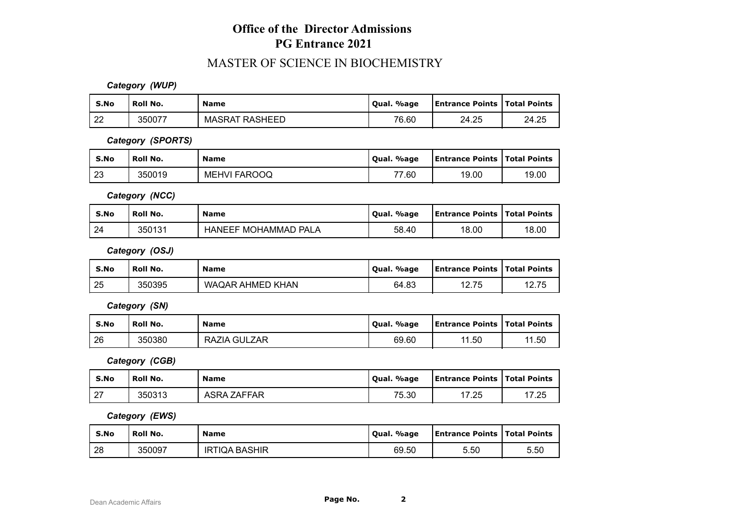# Office of the Director Admissions
# PG Entrance 2021

## MASTER OF SCIENCE IN BIOCHEMISTRY

***Category (WUP)***

| S.No | Roll No. | Name | Qual. %age | Entrance Points | Total Points |
|---|---|---|---|---|---|
| 22 | 350077 | MASRAT RASHEED | 76.60 | 24.25 | 24.25 |

***Category (SPORTS)***

| S.No | Roll No. | Name | Qual. %age | Entrance Points | Total Points |
|---|---|---|---|---|---|
| 23 | 350019 | MEHVI FAROOQ | 77.60 | 19.00 | 19.00 |

***Category (NCC)***

| S.No | Roll No. | Name | Qual. %age | Entrance Points | Total Points |
|---|---|---|---|---|---|
| 24 | 350131 | HANEEF MOHAMMAD PALA | 58.40 | 18.00 | 18.00 |

***Category (OSJ)***

| S.No | Roll No. | Name | Qual. %age | Entrance Points | Total Points |
|---|---|---|---|---|---|
| 25 | 350395 | WAQAR AHMED KHAN | 64.83 | 12.75 | 12.75 |

***Category (SN)***

| S.No | Roll No. | Name | Qual. %age | Entrance Points | Total Points |
|---|---|---|---|---|---|
| 26 | 350380 | RAZIA GULZAR | 69.60 | 11.50 | 11.50 |

***Category (CGB)***

| S.No | Roll No. | Name | Qual. %age | Entrance Points | Total Points |
|---|---|---|---|---|---|
| 27 | 350313 | ASRA ZAFFAR | 75.30 | 17.25 | 17.25 |

***Category (EWS)***

| S.No | Roll No. | Name | Qual. %age | Entrance Points | Total Points |
|---|---|---|---|---|---|
| 28 | 350097 | IRTIQA BASHIR | 69.50 | 5.50 | 5.50 |

Dean Academic Affairs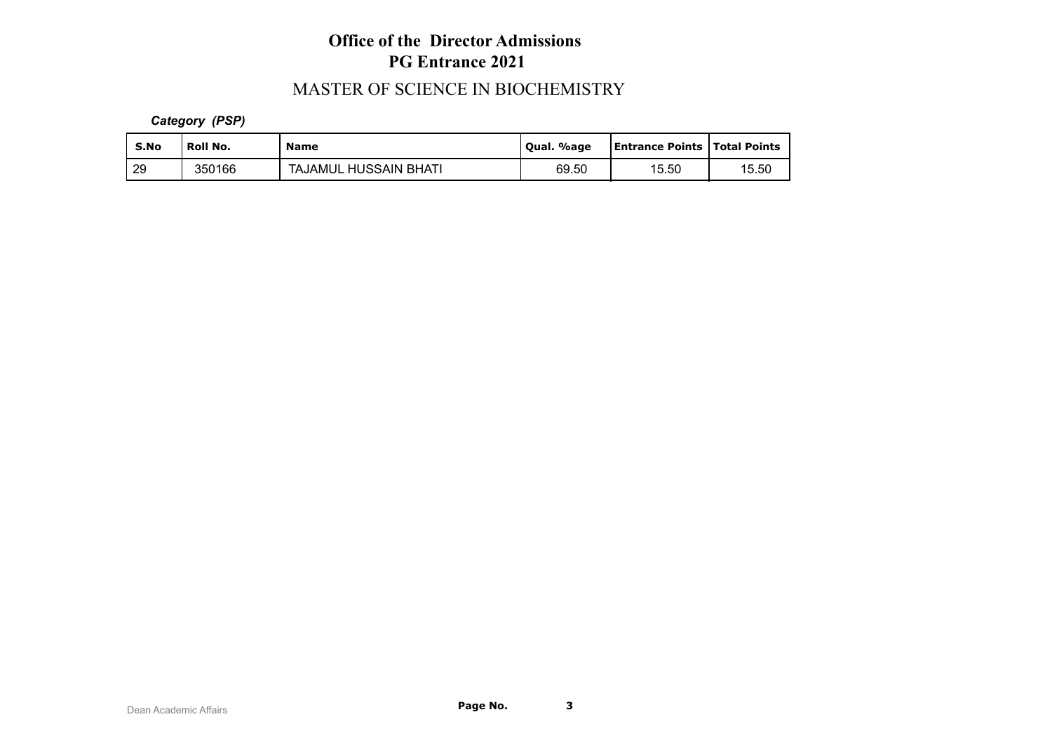# Office of the Director Admissions
## PG Entrance 2021

## MASTER OF SCIENCE IN BIOCHEMISTRY

***Category (PSP)***

| S.No | Roll No. | Name | Qual. %age | Entrance Points | Total Points |
|---|---|---|---|---|---|
| 29 | 350166 | TAJAMUL HUSSAIN BHATI | 69.50 | 15.50 | 15.50 |

Dean Academic Affairs